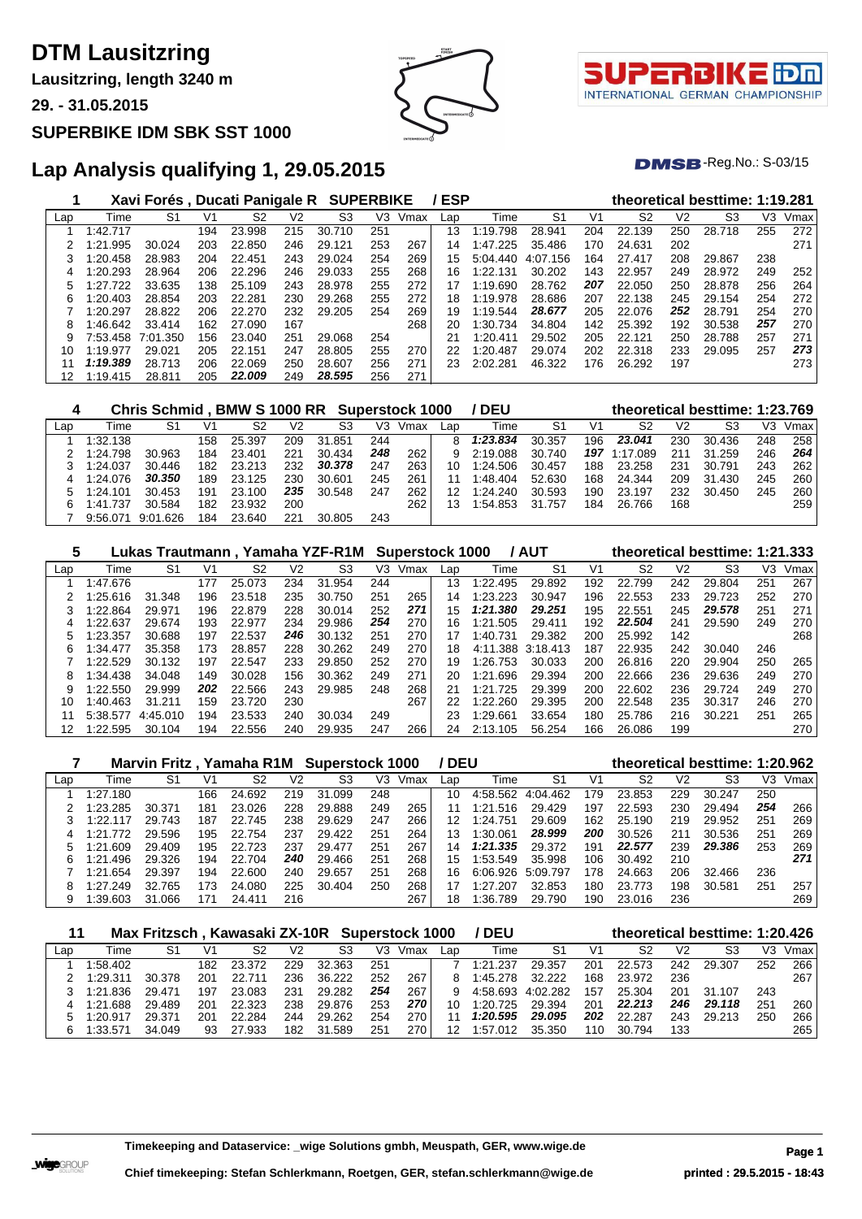# DTM Lausitzring

**Lausitzring, length 3240 m**

**29. - 31.05.2015**

**SUPERBIKE IDM SBK SST 1000**

## Lap Analysis qualifying 1, 29.05.2015

DMSB-Reg.No.: S-03/15

### 1 Xavi Forés , Ducati Panigale R SUPERBIKE / ESP — theoretical besttime: 1:19.281

| Lap | Time | S1 | V1 | S2 | V2 | S3 | V3 | Vmax | Lap | Time | S1 | V1 | S2 | V2 | S3 | V3 | Vmax |
|---|---|---|---|---|---|---|---|---|---|---|---|---|---|---|---|---|---|
| 1 | 1:42.717 | | 194 | 23.998 | 215 | 30.710 | 251 | | 13 | 1:19.798 | 28.941 | 204 | 22.139 | 250 | 28.718 | 255 | 272 |
| 2 | 1:21.995 | 30.024 | 203 | 22.850 | 246 | 29.121 | 253 | 267 | 14 | 1:47.225 | 35.486 | 170 | 24.631 | 202 | | | 271 |
| 3 | 1:20.458 | 28.983 | 204 | 22.451 | 243 | 29.024 | 254 | 269 | 15 | 5:04.440 | 4:07.156 | 164 | 27.417 | 208 | 29.867 | 238 | |
| 4 | 1:20.293 | 28.964 | 206 | 22.296 | 246 | 29.033 | 255 | 268 | 16 | 1:22.131 | 30.202 | 143 | 22.957 | 249 | 28.972 | 249 | 252 |
| 5 | 1:27.722 | 33.635 | 138 | 25.109 | 243 | 28.978 | 255 | 272 | 17 | 1:19.690 | 28.762 | ***207*** | 22.050 | 250 | 28.878 | 256 | 264 |
| 6 | 1:20.403 | 28.854 | 203 | 22.281 | 230 | 29.268 | 255 | 272 | 18 | 1:19.978 | 28.686 | 207 | 22.138 | 245 | 29.154 | 254 | 272 |
| 7 | 1:20.297 | 28.822 | 206 | 22.270 | 232 | 29.205 | 254 | 269 | 19 | 1:19.544 | ***28.677*** | 205 | 22.076 | ***252*** | 28.791 | 254 | 270 |
| 8 | 1:46.642 | 33.414 | 162 | 27.090 | 167 | | | 268 | 20 | 1:30.734 | 34.804 | 142 | 25.392 | 192 | 30.538 | ***257*** | 270 |
| 9 | 7:53.458 | 7:01.350 | 156 | 23.040 | 251 | 29.068 | 254 | | 21 | 1:20.411 | 29.502 | 205 | 22.121 | 250 | 28.788 | 257 | 271 |
| 10 | 1:19.977 | 29.021 | 205 | 22.151 | 247 | 28.805 | 255 | 270 | 22 | 1:20.487 | 29.074 | 202 | 22.318 | 233 | 29.095 | 257 | ***273*** |
| 11 | ***1:19.389*** | 28.713 | 206 | 22.069 | 250 | 28.607 | 256 | 271 | 23 | 2:02.281 | 46.322 | 176 | 26.292 | 197 | | | 273 |
| 12 | 1:19.415 | 28.811 | 205 | ***22.009*** | 249 | ***28.595*** | 256 | 271 | | | | | | | | | |

### 4 Chris Schmid , BMW S 1000 RR Superstock 1000 / DEU — theoretical besttime: 1:23.769

| Lap | Time | S1 | V1 | S2 | V2 | S3 | V3 | Vmax | Lap | Time | S1 | V1 | S2 | V2 | S3 | V3 | Vmax |
|---|---|---|---|---|---|---|---|---|---|---|---|---|---|---|---|---|---|
| 1 | 1:32.138 | | 158 | 25.397 | 209 | 31.851 | 244 | | 8 | ***1:23.834*** | 30.357 | 196 | ***23.041*** | 230 | 30.436 | 248 | 258 |
| 2 | 1:24.798 | 30.963 | 184 | 23.401 | 221 | 30.434 | ***248*** | 262 | 9 | 2:19.088 | 30.740 | ***197*** | 1:17.089 | 211 | 31.259 | 246 | ***264*** |
| 3 | 1:24.037 | 30.446 | 182 | 23.213 | 232 | ***30.378*** | 247 | 263 | 10 | 1:24.506 | 30.457 | 188 | 23.258 | 231 | 30.791 | 243 | 262 |
| 4 | 1:24.076 | ***30.350*** | 189 | 23.125 | 230 | 30.601 | 245 | 261 | 11 | 1:48.404 | 52.630 | 168 | 24.344 | 209 | 31.430 | 245 | 260 |
| 5 | 1:24.101 | 30.453 | 191 | 23.100 | ***235*** | 30.548 | 247 | 262 | 12 | 1:24.240 | 30.593 | 190 | 23.197 | 232 | 30.450 | 245 | 260 |
| 6 | 1:41.737 | 30.584 | 182 | 23.932 | 200 | | | 262 | 13 | 1:54.853 | 31.757 | 184 | 26.766 | 168 | | | 259 |
| 7 | 9:56.071 | 9:01.626 | 184 | 23.640 | 221 | 30.805 | 243 | | | | | | | | | | |

### 5 Lukas Trautmann , Yamaha YZF-R1M Superstock 1000 / AUT — theoretical besttime: 1:21.333

| Lap | Time | S1 | V1 | S2 | V2 | S3 | V3 | Vmax | Lap | Time | S1 | V1 | S2 | V2 | S3 | V3 | Vmax |
|---|---|---|---|---|---|---|---|---|---|---|---|---|---|---|---|---|---|
| 1 | 1:47.676 | | 177 | 25.073 | 234 | 31.954 | 244 | | 13 | 1:22.495 | 29.892 | 192 | 22.799 | 242 | 29.804 | 251 | 267 |
| 2 | 1:25.616 | 31.348 | 196 | 23.518 | 235 | 30.750 | 251 | 265 | 14 | 1:23.223 | 30.947 | 196 | 22.553 | 233 | 29.723 | 252 | 270 |
| 3 | 1:22.864 | 29.971 | 196 | 22.879 | 228 | 30.014 | 252 | ***271*** | 15 | ***1:21.380*** | ***29.251*** | 195 | 22.551 | 245 | ***29.578*** | 251 | 271 |
| 4 | 1:22.637 | 29.674 | 193 | 22.977 | 234 | 29.986 | ***254*** | 270 | 16 | 1:21.505 | 29.411 | 192 | ***22.504*** | 241 | 29.590 | 249 | 270 |
| 5 | 1:23.357 | 30.688 | 197 | 22.537 | ***246*** | 30.132 | 251 | 270 | 17 | 1:40.731 | 29.382 | 200 | 25.992 | 142 | | | 268 |
| 6 | 1:34.477 | 35.358 | 173 | 28.857 | 228 | 30.262 | 249 | 270 | 18 | 4:11.388 | 3:18.413 | 187 | 22.935 | 242 | 30.040 | 246 | |
| 7 | 1:22.529 | 30.132 | 197 | 22.547 | 233 | 29.850 | 252 | 270 | 19 | 1:26.753 | 30.033 | 200 | 26.816 | 220 | 29.904 | 250 | 265 |
| 8 | 1:34.438 | 34.048 | 149 | 30.028 | 156 | 30.362 | 249 | 271 | 20 | 1:21.696 | 29.394 | 200 | 22.666 | 236 | 29.636 | 249 | 270 |
| 9 | 1:22.550 | 29.999 | ***202*** | 22.566 | 243 | 29.985 | 248 | 268 | 21 | 1:21.725 | 29.399 | 200 | 22.602 | 236 | 29.724 | 249 | 270 |
| 10 | 1:40.463 | 31.211 | 159 | 23.720 | 230 | | | 267 | 22 | 1:22.260 | 29.395 | 200 | 22.548 | 235 | 30.317 | 246 | 270 |
| 11 | 5:38.577 | 4:45.010 | 194 | 23.533 | 240 | 30.034 | 249 | | 23 | 1:29.661 | 33.654 | 180 | 25.786 | 216 | 30.221 | 251 | 265 |
| 12 | 1:22.595 | 30.104 | 194 | 22.556 | 240 | 29.935 | 247 | 266 | 24 | 2:13.105 | 56.254 | 166 | 26.086 | 199 | | | 270 |

### 7 Marvin Fritz , Yamaha R1M Superstock 1000 / DEU — theoretical besttime: 1:20.962

| Lap | Time | S1 | V1 | S2 | V2 | S3 | V3 | Vmax | Lap | Time | S1 | V1 | S2 | V2 | S3 | V3 | Vmax |
|---|---|---|---|---|---|---|---|---|---|---|---|---|---|---|---|---|---|
| 1 | 1:27.180 | | 166 | 24.692 | 219 | 31.099 | 248 | | 10 | 4:58.562 | 4:04.462 | 179 | 23.853 | 229 | 30.247 | 250 | |
| 2 | 1:23.285 | 30.371 | 181 | 23.026 | 228 | 29.888 | 249 | 265 | 11 | 1:21.516 | 29.429 | 197 | 22.593 | 230 | 29.494 | ***254*** | 266 |
| 3 | 1:22.117 | 29.743 | 187 | 22.745 | 238 | 29.629 | 247 | 266 | 12 | 1:24.751 | 29.609 | 162 | 25.190 | 219 | 29.952 | 251 | 269 |
| 4 | 1:21.772 | 29.596 | 195 | 22.754 | 237 | 29.422 | 251 | 264 | 13 | 1:30.061 | ***28.999*** | ***200*** | 30.526 | 211 | 30.536 | 251 | 269 |
| 5 | 1:21.609 | 29.409 | 195 | 22.723 | 237 | 29.477 | 251 | 267 | 14 | ***1:21.335*** | 29.372 | 191 | ***22.577*** | 239 | ***29.386*** | 253 | 269 |
| 6 | 1:21.496 | 29.326 | 194 | 22.704 | ***240*** | 29.466 | 251 | 268 | 15 | 1:53.549 | 35.998 | 106 | 30.492 | 210 | | | ***271*** |
| 7 | 1:21.654 | 29.397 | 194 | 22.600 | 240 | 29.657 | 251 | 268 | 16 | 6:06.926 | 5:09.797 | 178 | 24.663 | 206 | 32.466 | 236 | |
| 8 | 1:27.249 | 32.765 | 173 | 24.080 | 225 | 30.404 | 250 | 268 | 17 | 1:27.207 | 32.853 | 180 | 23.773 | 198 | 30.581 | 251 | 257 |
| 9 | 1:39.603 | 31.066 | 171 | 24.411 | 216 | | | 267 | 18 | 1:36.789 | 29.790 | 190 | 23.016 | 236 | | | 269 |

### 11 Max Fritzsch , Kawasaki ZX-10R Superstock 1000 / DEU — theoretical besttime: 1:20.426

| Lap | Time | S1 | V1 | S2 | V2 | S3 | V3 | Vmax | Lap | Time | S1 | V1 | S2 | V2 | S3 | V3 | Vmax |
|---|---|---|---|---|---|---|---|---|---|---|---|---|---|---|---|---|---|
| 1 | 1:58.402 | | 182 | 23.372 | 229 | 32.363 | 251 | | 7 | 1:21.237 | 29.357 | 201 | 22.573 | 242 | 29.307 | 252 | 266 |
| 2 | 1:29.311 | 30.378 | 201 | 22.711 | 236 | 36.222 | 252 | 267 | 8 | 1:45.278 | 32.222 | 168 | 23.972 | 236 | | | 267 |
| 3 | 1:21.836 | 29.471 | 197 | 23.083 | 231 | 29.282 | ***254*** | 267 | 9 | 4:58.693 | 4:02.282 | 157 | 25.304 | 201 | 31.107 | 243 | |
| 4 | 1:21.688 | 29.489 | 201 | 22.323 | 238 | 29.876 | 253 | ***270*** | 10 | 1:20.725 | 29.394 | 201 | ***22.213*** | ***246*** | ***29.118*** | 251 | 260 |
| 5 | 1:20.917 | 29.371 | 201 | 22.284 | 244 | 29.262 | 254 | 270 | 11 | ***1:20.595*** | ***29.095*** | ***202*** | 22.287 | 243 | 29.213 | 250 | 266 |
| 6 | 1:33.571 | 34.049 | 93 | 27.933 | 182 | 31.589 | 251 | 270 | 12 | 1:57.012 | 35.350 | 110 | 30.794 | 133 | | | 265 |

**Timekeeping and Dataservice: _wige Solutions gmbh, Meuspath, GER, www.wige.de**

**Chief timekeeping: Stefan Schlerkmann, Roetgen, GER, stefan.schlerkmann@wige.de**

**printed : 29.5.2015 - 18:43**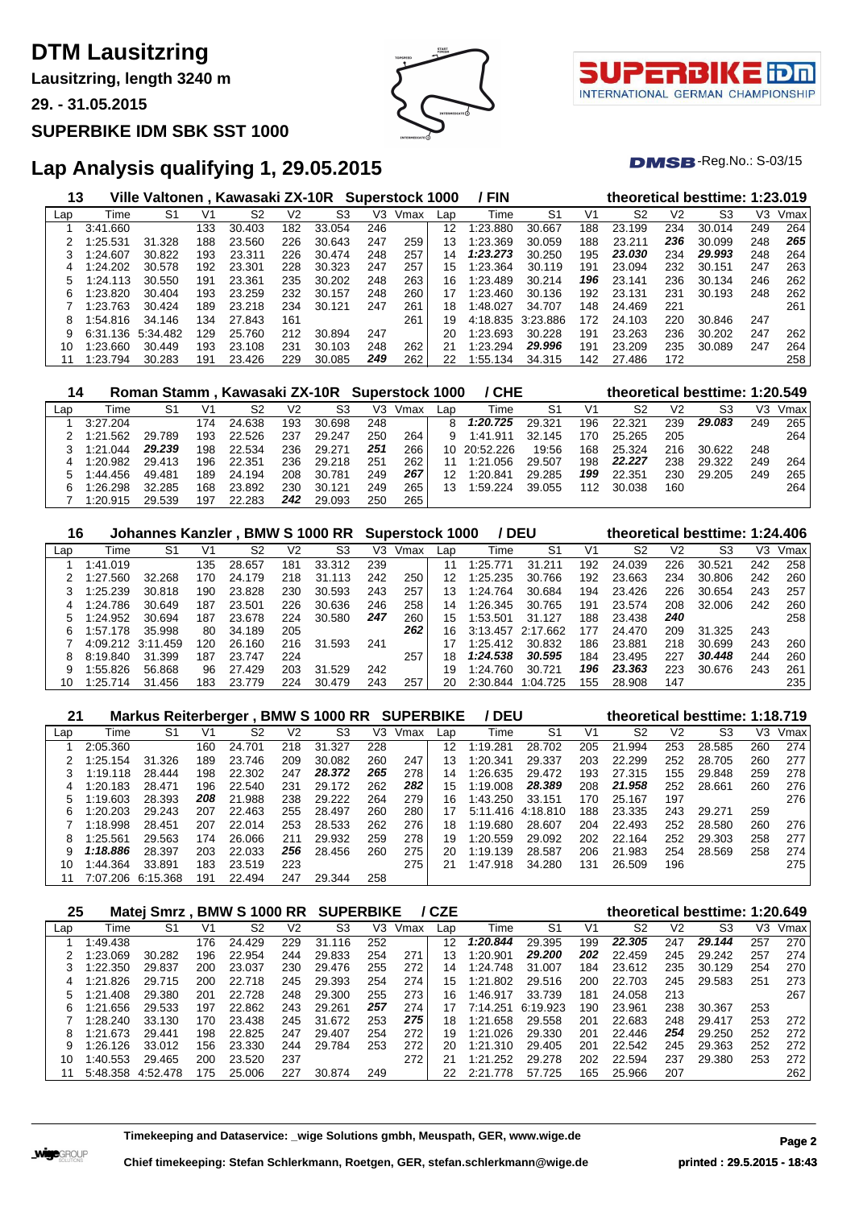# DTM Lausitzring

**Lausitzring, length 3240 m**

**29. - 31.05.2015**

**SUPERBIKE IDM SBK SST 1000**

## Lap Analysis qualifying 1, 29.05.2015

DMSB-Reg.No.: S-03/15

### 13 Ville Valtonen , Kawasaki ZX-10R Superstock 1000 / FIN — theoretical besttime: 1:23.019

| Lap | Time | S1 | V1 | S2 | V2 | S3 | V3 | Vmax | Lap | Time | S1 | V1 | S2 | V2 | S3 | V3 | Vmax |
|---|---|---|---|---|---|---|---|---|---|---|---|---|---|---|---|---|---|
| 1 | 3:41.660 | | 133 | 30.403 | 182 | 33.054 | 246 | | 12 | 1:23.880 | 30.667 | 188 | 23.199 | 234 | 30.014 | 249 | 264 |
| 2 | 1:25.531 | 31.328 | 188 | 23.560 | 226 | 30.643 | 247 | 259 | 13 | 1:23.369 | 30.059 | 188 | 23.211 | 236 | 30.099 | 248 | 265 |
| 3 | 1:24.607 | 30.822 | 193 | 23.311 | 226 | 30.474 | 248 | 257 | 14 | 1:23.273 | 30.250 | 195 | 23.030 | 234 | 29.993 | 248 | 264 |
| 4 | 1:24.202 | 30.578 | 192 | 23.301 | 228 | 30.323 | 247 | 257 | 15 | 1:23.364 | 30.119 | 191 | 23.094 | 232 | 30.151 | 247 | 263 |
| 5 | 1:24.113 | 30.550 | 191 | 23.361 | 235 | 30.202 | 248 | 263 | 16 | 1:23.489 | 30.214 | 196 | 23.141 | 236 | 30.134 | 246 | 262 |
| 6 | 1:23.820 | 30.404 | 193 | 23.259 | 232 | 30.157 | 248 | 260 | 17 | 1:23.460 | 30.136 | 192 | 23.131 | 231 | 30.193 | 248 | 262 |
| 7 | 1:23.763 | 30.424 | 189 | 23.218 | 234 | 30.121 | 247 | 261 | 18 | 1:48.027 | 34.707 | 148 | 24.469 | 221 | | | 261 |
| 8 | 1:54.816 | 34.146 | 134 | 27.843 | 161 | | | 261 | 19 | 4:18.835 | 3:23.886 | 172 | 24.103 | 220 | 30.846 | 247 | |
| 9 | 6:31.136 | 5:34.482 | 129 | 25.760 | 212 | 30.894 | 247 | | 20 | 1:23.693 | 30.228 | 191 | 23.263 | 236 | 30.202 | 247 | 262 |
| 10 | 1:23.660 | 30.449 | 193 | 23.108 | 231 | 30.103 | 248 | 262 | 21 | 1:23.294 | 29.996 | 191 | 23.209 | 235 | 30.089 | 247 | 264 |
| 11 | 1:23.794 | 30.283 | 191 | 23.426 | 229 | 30.085 | 249 | 262 | 22 | 1:55.134 | 34.315 | 142 | 27.486 | 172 | | | 258 |

### 14 Roman Stamm , Kawasaki ZX-10R Superstock 1000 / CHE — theoretical besttime: 1:20.549

| Lap | Time | S1 | V1 | S2 | V2 | S3 | V3 | Vmax | Lap | Time | S1 | V1 | S2 | V2 | S3 | V3 | Vmax |
|---|---|---|---|---|---|---|---|---|---|---|---|---|---|---|---|---|---|
| 1 | 3:27.204 | | 174 | 24.638 | 193 | 30.698 | 248 | | 8 | 1:20.725 | 29.321 | 196 | 22.321 | 239 | 29.083 | 249 | 265 |
| 2 | 1:21.562 | 29.789 | 193 | 22.526 | 237 | 29.247 | 250 | 264 | 9 | 1:41.911 | 32.145 | 170 | 25.265 | 205 | | | 264 |
| 3 | 1:21.044 | 29.239 | 198 | 22.534 | 236 | 29.271 | 251 | 266 | 10 | 20:52.226 | 19:56 | 168 | 25.324 | 216 | 30.622 | 248 | |
| 4 | 1:20.982 | 29.413 | 196 | 22.351 | 236 | 29.218 | 251 | 262 | 11 | 1:21.056 | 29.507 | 198 | 22.227 | 238 | 29.322 | 249 | 264 |
| 5 | 1:44.456 | 49.481 | 189 | 24.194 | 208 | 30.781 | 249 | 267 | 12 | 1:20.841 | 29.285 | 199 | 22.351 | 230 | 29.205 | 249 | 265 |
| 6 | 1:26.298 | 32.285 | 168 | 23.892 | 230 | 30.121 | 249 | 265 | 13 | 1:59.224 | 39.055 | 112 | 30.038 | 160 | | | 264 |
| 7 | 1:20.915 | 29.539 | 197 | 22.283 | 242 | 29.093 | 250 | 265 | | | | | | | | | |

### 16 Johannes Kanzler , BMW S 1000 RR Superstock 1000 / DEU — theoretical besttime: 1:24.406

| Lap | Time | S1 | V1 | S2 | V2 | S3 | V3 | Vmax | Lap | Time | S1 | V1 | S2 | V2 | S3 | V3 | Vmax |
|---|---|---|---|---|---|---|---|---|---|---|---|---|---|---|---|---|---|
| 1 | 1:41.019 | | 135 | 28.657 | 181 | 33.312 | 239 | | 11 | 1:25.771 | 31.211 | 192 | 24.039 | 226 | 30.521 | 242 | 258 |
| 2 | 1:27.560 | 32.268 | 170 | 24.179 | 218 | 31.113 | 242 | 250 | 12 | 1:25.235 | 30.766 | 192 | 23.663 | 234 | 30.806 | 242 | 260 |
| 3 | 1:25.239 | 30.818 | 190 | 23.828 | 230 | 30.593 | 243 | 257 | 13 | 1:24.764 | 30.684 | 194 | 23.426 | 226 | 30.654 | 243 | 257 |
| 4 | 1:24.786 | 30.649 | 187 | 23.501 | 226 | 30.636 | 246 | 258 | 14 | 1:26.345 | 30.765 | 191 | 23.574 | 208 | 32.006 | 242 | 260 |
| 5 | 1:24.952 | 30.694 | 187 | 23.678 | 224 | 30.580 | 247 | 260 | 15 | 1:53.501 | 31.127 | 188 | 23.438 | 240 | | | 258 |
| 6 | 1:57.178 | 35.998 | 80 | 34.189 | 205 | | | 262 | 16 | 3:13.457 | 2:17.662 | 177 | 24.470 | 209 | 31.325 | 243 | |
| 7 | 4:09.212 | 3:11.459 | 120 | 26.160 | 216 | 31.593 | 241 | | 17 | 1:25.412 | 30.832 | 186 | 23.881 | 218 | 30.699 | 243 | 260 |
| 8 | 8:19.840 | 31.399 | 187 | 23.747 | 224 | | | 257 | 18 | 1:24.538 | 30.595 | 184 | 23.495 | 227 | 30.448 | 244 | 260 |
| 9 | 1:55.826 | 56.868 | 96 | 27.429 | 203 | 31.529 | 242 | | 19 | 1:24.760 | 30.721 | 196 | 23.363 | 223 | 30.676 | 243 | 261 |
| 10 | 1:25.714 | 31.456 | 183 | 23.779 | 224 | 30.479 | 243 | 257 | 20 | 2:30.844 | 1:04.725 | 155 | 28.908 | 147 | | | 235 |

### 21 Markus Reiterberger , BMW S 1000 RR SUPERBIKE / DEU — theoretical besttime: 1:18.719

| Lap | Time | S1 | V1 | S2 | V2 | S3 | V3 | Vmax | Lap | Time | S1 | V1 | S2 | V2 | S3 | V3 | Vmax |
|---|---|---|---|---|---|---|---|---|---|---|---|---|---|---|---|---|---|
| 1 | 2:05.360 | | 160 | 24.701 | 218 | 31.327 | 228 | | 12 | 1:19.281 | 28.702 | 205 | 21.994 | 253 | 28.585 | 260 | 274 |
| 2 | 1:25.154 | 31.326 | 189 | 23.746 | 209 | 30.082 | 260 | 247 | 13 | 1:20.341 | 29.337 | 203 | 22.299 | 252 | 28.705 | 260 | 277 |
| 3 | 1:19.118 | 28.444 | 198 | 22.302 | 247 | 28.372 | 265 | 278 | 14 | 1:26.635 | 29.472 | 193 | 27.315 | 155 | 29.848 | 259 | 278 |
| 4 | 1:20.183 | 28.471 | 196 | 22.540 | 231 | 29.172 | 262 | 282 | 15 | 1:19.008 | 28.389 | 208 | 21.958 | 252 | 28.661 | 260 | 276 |
| 5 | 1:19.603 | 28.393 | 208 | 21.988 | 238 | 29.222 | 264 | 279 | 16 | 1:43.250 | 33.151 | 170 | 25.167 | 197 | | | 276 |
| 6 | 1:20.203 | 29.243 | 207 | 22.463 | 255 | 28.497 | 260 | 280 | 17 | 5:11.416 | 4:18.810 | 188 | 23.335 | 243 | 29.271 | 259 | |
| 7 | 1:18.998 | 28.451 | 207 | 22.014 | 253 | 28.533 | 262 | 276 | 18 | 1:19.680 | 28.607 | 204 | 22.493 | 252 | 28.580 | 260 | 276 |
| 8 | 1:25.561 | 29.563 | 174 | 26.066 | 211 | 29.932 | 259 | 278 | 19 | 1:20.559 | 29.092 | 202 | 22.164 | 252 | 29.303 | 258 | 277 |
| 9 | 1:18.886 | 28.397 | 203 | 22.033 | 256 | 28.456 | 260 | 275 | 20 | 1:19.139 | 28.587 | 206 | 21.983 | 254 | 28.569 | 258 | 274 |
| 10 | 1:44.364 | 33.891 | 183 | 23.519 | 223 | | | 275 | 21 | 1:47.918 | 34.280 | 131 | 26.509 | 196 | | | 275 |
| 11 | 7:07.206 | 6:15.368 | 191 | 22.494 | 247 | 29.344 | 258 | | | | | | | | | | |

### 25 Matej Smrz , BMW S 1000 RR SUPERBIKE / CZE — theoretical besttime: 1:20.649

| Lap | Time | S1 | V1 | S2 | V2 | S3 | V3 | Vmax | Lap | Time | S1 | V1 | S2 | V2 | S3 | V3 | Vmax |
|---|---|---|---|---|---|---|---|---|---|---|---|---|---|---|---|---|---|
| 1 | 1:49.438 | | 176 | 24.429 | 229 | 31.116 | 252 | | 12 | 1:20.844 | 29.395 | 199 | 22.305 | 247 | 29.144 | 257 | 270 |
| 2 | 1:23.069 | 30.282 | 196 | 22.954 | 244 | 29.833 | 254 | 271 | 13 | 1:20.901 | 29.200 | 202 | 22.459 | 245 | 29.242 | 257 | 274 |
| 3 | 1:22.350 | 29.837 | 200 | 23.037 | 230 | 29.476 | 255 | 272 | 14 | 1:24.748 | 31.007 | 184 | 23.612 | 235 | 30.129 | 254 | 270 |
| 4 | 1:21.826 | 29.715 | 200 | 22.718 | 245 | 29.393 | 254 | 274 | 15 | 1:21.802 | 29.516 | 200 | 22.703 | 245 | 29.583 | 251 | 273 |
| 5 | 1:21.408 | 29.380 | 201 | 22.728 | 248 | 29.300 | 255 | 273 | 16 | 1:33.159 | 33.181 | 181 | 24.058 | 213 | | | 267 |
| 6 | 1:21.656 | 29.533 | 197 | 22.862 | 243 | 29.261 | 257 | 274 | 17 | 7:14.251 | 6:19.923 | 190 | 23.961 | 238 | 30.367 | 253 | |
| 7 | 1:28.240 | 33.130 | 170 | 23.438 | 245 | 31.672 | 253 | 275 | 18 | 1:21.658 | 29.558 | 201 | 22.683 | 248 | 29.417 | 253 | 272 |
| 8 | 1:21.673 | 29.441 | 198 | 22.825 | 247 | 29.407 | 254 | 272 | 19 | 1:21.026 | 29.330 | 201 | 22.446 | 254 | 29.250 | 252 | 272 |
| 9 | 1:26.126 | 33.012 | 156 | 23.330 | 244 | 29.784 | 253 | 272 | 20 | 1:21.310 | 29.405 | 201 | 22.542 | 245 | 29.363 | 252 | 272 |
| 10 | 1:40.553 | 29.465 | 200 | 23.520 | 237 | | | 272 | 21 | 1:21.252 | 29.278 | 202 | 22.594 | 237 | 29.380 | 253 | 272 |
| 11 | 5:48.358 | 4:52.478 | 175 | 25.006 | 227 | 30.874 | 249 | | 22 | 2:21.778 | 57.725 | 165 | 25.966 | 207 | | | 262 |

**Timekeeping and Dataservice: _wige Solutions gmbh, Meuspath, GER, www.wige.de**

**Chief timekeeping: Stefan Schlerkmann, Roetgen, GER, stefan.schlerkmann@wige.de**

**printed : 29.5.2015 - 18:43**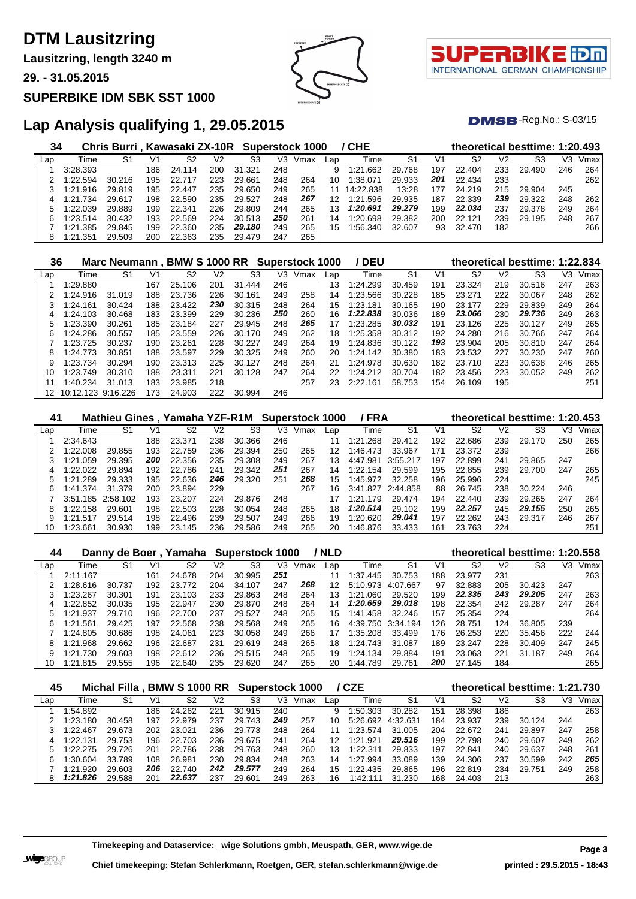# DTM Lausitzring

**Lausitzring, length 3240 m**

**29. - 31.05.2015**

**SUPERBIKE IDM SBK SST 1000**

## Lap Analysis qualifying 1, 29.05.2015

DMSB-Reg.No.: S-03/15

### 34 Chris Burri , Kawasaki ZX-10R Superstock 1000 / CHE — theoretical besttime: 1:20.493

| Lap | Time | S1 | V1 | S2 | V2 | S3 | V3 | Vmax | Lap | Time | S1 | V1 | S2 | V2 | S3 | V3 | Vmax |
|---|---|---|---|---|---|---|---|---|---|---|---|---|---|---|---|---|---|
| 1 | 3:28.393 | | 186 | 24.114 | 200 | 31.321 | 248 | | 9 | 1:21.662 | 29.768 | 197 | 22.404 | 233 | 29.490 | 246 | 264 |
| 2 | 1:22.594 | 30.216 | 195 | 22.717 | 223 | 29.661 | 248 | 264 | 10 | 1:38.071 | 29.933 | ***201*** | 22.434 | 233 | | | 262 |
| 3 | 1:21.916 | 29.819 | 195 | 22.447 | 235 | 29.650 | 249 | 265 | 11 | 14:22.838 | 13:28 | 177 | 24.219 | 215 | 29.904 | 245 | |
| 4 | 1:21.734 | 29.617 | 198 | 22.590 | 235 | 29.527 | 248 | ***267*** | 12 | 1:21.596 | 29.935 | 187 | 22.339 | ***239*** | 29.322 | 248 | 262 |
| 5 | 1:22.039 | 29.889 | 199 | 22.341 | 226 | 29.809 | 244 | 265 | 13 | ***1:20.691*** | ***29.279*** | 199 | ***22.034*** | 237 | 29.378 | 249 | 264 |
| 6 | 1:23.514 | 30.432 | 193 | 22.569 | 224 | 30.513 | ***250*** | 261 | 14 | 1:20.698 | 29.382 | 200 | 22.121 | 239 | 29.195 | 248 | 267 |
| 7 | 1:21.385 | 29.845 | 199 | 22.360 | 235 | ***29.180*** | 249 | 265 | 15 | 1:56.340 | 32.607 | 93 | 32.470 | 182 | | | 266 |
| 8 | 1:21.351 | 29.509 | 200 | 22.363 | 235 | 29.479 | 247 | 265 | | | | | | | | | |

### 36 Marc Neumann , BMW S 1000 RR Superstock 1000 / DEU — theoretical besttime: 1:22.834

| Lap | Time | S1 | V1 | S2 | V2 | S3 | V3 | Vmax | Lap | Time | S1 | V1 | S2 | V2 | S3 | V3 | Vmax |
|---|---|---|---|---|---|---|---|---|---|---|---|---|---|---|---|---|---|
| 1 | 1:29.880 | | 167 | 25.106 | 201 | 31.444 | 246 | | 13 | 1:24.299 | 30.459 | 191 | 23.324 | 219 | 30.516 | 247 | 263 |
| 2 | 1:24.916 | 31.019 | 188 | 23.736 | 226 | 30.161 | 249 | 258 | 14 | 1:23.566 | 30.228 | 185 | 23.271 | 222 | 30.067 | 248 | 262 |
| 3 | 1:24.161 | 30.424 | 188 | 23.422 | ***230*** | 30.315 | 248 | 264 | 15 | 1:23.181 | 30.165 | 190 | 23.177 | 229 | 29.839 | 249 | 264 |
| 4 | 1:24.103 | 30.468 | 183 | 23.399 | 229 | 30.236 | ***250*** | 260 | 16 | ***1:22.838*** | 30.036 | 189 | ***23.066*** | 230 | ***29.736*** | 249 | 263 |
| 5 | 1:23.390 | 30.261 | 185 | 23.184 | 227 | 29.945 | 248 | ***265*** | 17 | 1:23.285 | ***30.032*** | 191 | 23.126 | 225 | 30.127 | 249 | 265 |
| 6 | 1:24.286 | 30.557 | 185 | 23.559 | 226 | 30.170 | 249 | 262 | 18 | 1:25.358 | 30.312 | 192 | 24.280 | 216 | 30.766 | 247 | 264 |
| 7 | 1:23.725 | 30.237 | 190 | 23.261 | 228 | 30.227 | 249 | 264 | 19 | 1:24.836 | 30.122 | ***193*** | 23.904 | 205 | 30.810 | 247 | 264 |
| 8 | 1:24.773 | 30.851 | 188 | 23.597 | 229 | 30.325 | 249 | 260 | 20 | 1:24.142 | 30.380 | 183 | 23.532 | 227 | 30.230 | 247 | 260 |
| 9 | 1:23.734 | 30.294 | 190 | 23.313 | 225 | 30.127 | 248 | 264 | 21 | 1:24.978 | 30.630 | 182 | 23.710 | 223 | 30.638 | 246 | 265 |
| 10 | 1:23.749 | 30.310 | 188 | 23.311 | 221 | 30.128 | 247 | 264 | 22 | 1:24.212 | 30.704 | 182 | 23.456 | 223 | 30.052 | 249 | 262 |
| 11 | 1:40.234 | 31.013 | 183 | 23.985 | 218 | | | 257 | 23 | 2:22.161 | 58.753 | 154 | 26.109 | 195 | | | 251 |
| 12 | 10:12.123 | 9:16.226 | 173 | 24.903 | 222 | 30.994 | 246 | | | | | | | | | | |

### 41 Mathieu Gines , Yamaha YZF-R1M Superstock 1000 / FRA — theoretical besttime: 1:20.453

| Lap | Time | S1 | V1 | S2 | V2 | S3 | V3 | Vmax | Lap | Time | S1 | V1 | S2 | V2 | S3 | V3 | Vmax |
|---|---|---|---|---|---|---|---|---|---|---|---|---|---|---|---|---|---|
| 1 | 2:34.643 | | 188 | 23.371 | 238 | 30.366 | 246 | | 11 | 1:21.268 | 29.412 | 192 | 22.686 | 239 | 29.170 | 250 | 265 |
| 2 | 1:22.008 | 29.855 | 193 | 22.759 | 236 | 29.394 | 250 | 265 | 12 | 1:46.473 | 33.967 | 171 | 23.372 | 239 | | | 266 |
| 3 | 1:21.059 | 29.395 | ***200*** | 22.356 | 235 | 29.308 | 249 | 267 | 13 | 4:47.981 | 3:55.217 | 197 | 22.899 | 241 | 29.865 | 247 | |
| 4 | 1:22.022 | 29.894 | 192 | 22.786 | 241 | 29.342 | ***251*** | 267 | 14 | 1:22.154 | 29.599 | 195 | 22.855 | 239 | 29.700 | 247 | 265 |
| 5 | 1:21.289 | 29.333 | 195 | 22.636 | ***246*** | 29.320 | 251 | ***268*** | 15 | 1:45.972 | 32.258 | 196 | 25.996 | 224 | | | 245 |
| 6 | 1:41.374 | 31.379 | 200 | 23.894 | 229 | | | 267 | 16 | 3:41.827 | 2:44.858 | 88 | 26.745 | 238 | 30.224 | 246 | |
| 7 | 3:51.185 | 2:58.102 | 193 | 23.207 | 224 | 29.876 | 248 | | 17 | 1:21.179 | 29.474 | 194 | 22.440 | 239 | 29.265 | 247 | 264 |
| 8 | 1:22.158 | 29.601 | 198 | 22.503 | 228 | 30.054 | 248 | 265 | 18 | ***1:20.514*** | 29.102 | 199 | ***22.257*** | 245 | ***29.155*** | 250 | 265 |
| 9 | 1:21.517 | 29.514 | 198 | 22.496 | 239 | 29.507 | 249 | 266 | 19 | 1:20.620 | ***29.041*** | 197 | 22.262 | 243 | 29.317 | 246 | 267 |
| 10 | 1:23.661 | 30.930 | 199 | 23.145 | 236 | 29.586 | 249 | 265 | 20 | 1:46.876 | 33.433 | 161 | 23.763 | 224 | | | 251 |

### 44 Danny de Boer , Yamaha Superstock 1000 / NLD — theoretical besttime: 1:20.558

| Lap | Time | S1 | V1 | S2 | V2 | S3 | V3 | Vmax | Lap | Time | S1 | V1 | S2 | V2 | S3 | V3 | Vmax |
|---|---|---|---|---|---|---|---|---|---|---|---|---|---|---|---|---|---|
| 1 | 2:11.167 | | 161 | 24.678 | 204 | 30.995 | ***251*** | | 11 | 1:37.445 | 30.753 | 188 | 23.977 | 231 | | | 263 |
| 2 | 1:28.616 | 30.737 | 192 | 23.772 | 204 | 34.107 | 247 | ***268*** | 12 | 5:10.973 | 4:07.667 | 97 | 32.883 | 205 | 30.423 | 247 | |
| 3 | 1:23.267 | 30.301 | 191 | 23.103 | 233 | 29.863 | 248 | 264 | 13 | 1:21.060 | 29.520 | 199 | ***22.335*** | ***243*** | ***29.205*** | 247 | 263 |
| 4 | 1:22.852 | 30.035 | 195 | 22.947 | 230 | 29.870 | 248 | 264 | 14 | ***1:20.659*** | ***29.018*** | 198 | 22.354 | 242 | 29.287 | 247 | 264 |
| 5 | 1:21.937 | 29.710 | 196 | 22.700 | 237 | 29.527 | 248 | 265 | 15 | 1:41.458 | 32.246 | 157 | 25.354 | 224 | | | 264 |
| 6 | 1:21.561 | 29.425 | 197 | 22.568 | 238 | 29.568 | 249 | 265 | 16 | 4:39.750 | 3:34.194 | 126 | 28.751 | 124 | 36.805 | 239 | |
| 7 | 1:24.805 | 30.686 | 198 | 24.061 | 223 | 30.058 | 249 | 266 | 17 | 1:35.208 | 33.499 | 176 | 26.253 | 220 | 35.456 | 222 | 244 |
| 8 | 1:21.968 | 29.662 | 196 | 22.687 | 231 | 29.619 | 248 | 265 | 18 | 1:24.743 | 31.087 | 189 | 23.247 | 228 | 30.409 | 247 | 245 |
| 9 | 1:21.730 | 29.603 | 198 | 22.612 | 236 | 29.515 | 248 | 265 | 19 | 1:24.134 | 29.884 | 191 | 23.063 | 221 | 31.187 | 249 | 264 |
| 10 | 1:21.815 | 29.555 | 196 | 22.640 | 235 | 29.620 | 247 | 265 | 20 | 1:44.789 | 29.761 | ***200*** | 27.145 | 184 | | | 265 |

### 45 Michal Filla , BMW S 1000 RR Superstock 1000 / CZE — theoretical besttime: 1:21.730

| Lap | Time | S1 | V1 | S2 | V2 | S3 | V3 | Vmax | Lap | Time | S1 | V1 | S2 | V2 | S3 | V3 | Vmax |
|---|---|---|---|---|---|---|---|---|---|---|---|---|---|---|---|---|---|
| 1 | 1:54.892 | | 186 | 24.262 | 221 | 30.915 | 240 | | 9 | 1:50.303 | 30.282 | 151 | 28.398 | 186 | | | 263 |
| 2 | 1:23.180 | 30.458 | 197 | 22.979 | 237 | 29.743 | ***249*** | 257 | 10 | 5:26.692 | 4:32.631 | 184 | 23.937 | 239 | 30.124 | 244 | |
| 3 | 1:22.467 | 29.673 | 202 | 23.021 | 236 | 29.773 | 248 | 264 | 11 | 1:23.574 | 31.005 | 204 | 22.672 | 241 | 29.897 | 247 | 258 |
| 4 | 1:22.131 | 29.753 | 196 | 22.703 | 236 | 29.675 | 241 | 264 | 12 | 1:21.921 | ***29.516*** | 199 | 22.798 | 240 | 29.607 | 249 | 262 |
| 5 | 1:22.275 | 29.726 | 201 | 22.786 | 238 | 29.763 | 248 | 260 | 13 | 1:22.311 | 29.833 | 197 | 22.841 | 240 | 29.637 | 248 | 261 |
| 6 | 1:30.604 | 33.789 | 108 | 26.981 | 230 | 29.834 | 248 | 263 | 14 | 1:27.994 | 33.089 | 139 | 24.306 | 237 | 30.599 | 242 | ***265*** |
| 7 | 1:21.920 | 29.603 | ***206*** | 22.740 | ***242*** | ***29.577*** | 249 | 264 | 15 | 1:22.435 | 29.865 | 196 | 22.819 | 234 | 29.751 | 249 | 258 |
| 8 | ***1:21.826*** | 29.588 | 201 | ***22.637*** | 237 | 29.601 | 249 | 263 | 16 | 1:42.111 | 31.230 | 168 | 24.403 | 213 | | | 263 |

**Timekeeping and Dataservice: _wige Solutions gmbh, Meuspath, GER, www.wige.de**

**Chief timekeeping: Stefan Schlerkmann, Roetgen, GER, stefan.schlerkmann@wige.de** — printed : 29.5.2015 - 18:43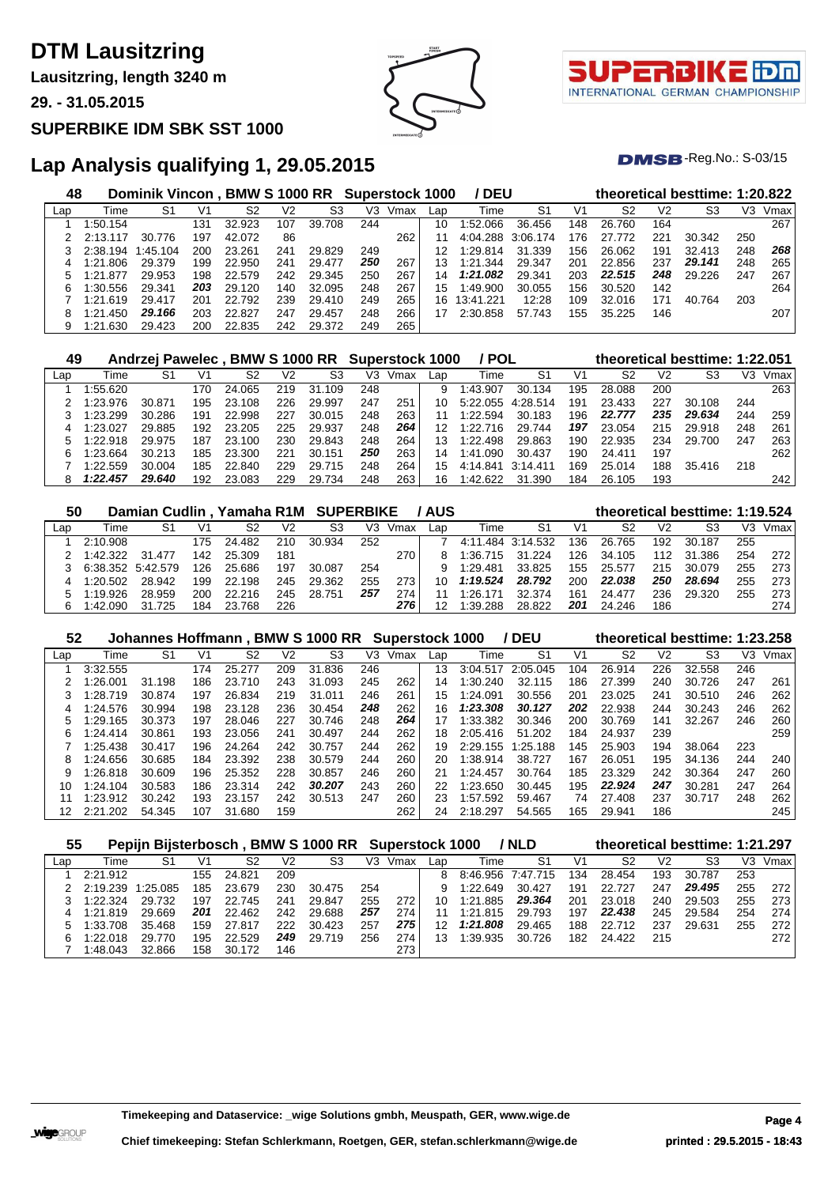# DTM Lausitzring

**Lausitzring, length 3240 m**

**29. - 31.05.2015**

**SUPERBIKE IDM SBK SST 1000**

## Lap Analysis qualifying 1, 29.05.2015

DMSB-Reg.No.: S-03/15

### 48 Dominik Vincon , BMW S 1000 RR Superstock 1000 / DEU — theoretical besttime: 1:20.822

| Lap | Time | S1 | V1 | S2 | V2 | S3 | V3 | Vmax | Lap | Time | S1 | V1 | S2 | V2 | S3 | V3 | Vmax |
|---|---|---|---|---|---|---|---|---|---|---|---|---|---|---|---|---|---|
| 1 | 1:50.154 | | 131 | 32.923 | 107 | 39.708 | 244 | | 10 | 1:52.066 | 36.456 | 148 | 26.760 | 164 | | | 267 |
| 2 | 2:13.117 | 30.776 | 197 | 42.072 | 86 | | | 262 | 11 | 4:04.288 | 3:06.174 | 176 | 27.772 | 221 | 30.342 | 250 | |
| 3 | 2:38.194 | 1:45.104 | 200 | 23.261 | 241 | 29.829 | 249 | | 12 | 1:29.814 | 31.339 | 156 | 26.062 | 191 | 32.413 | 248 | ***268*** |
| 4 | 1:21.806 | 29.379 | 199 | 22.950 | 241 | 29.477 | ***250*** | 267 | 13 | 1:21.344 | 29.347 | 201 | 22.856 | 237 | ***29.141*** | 248 | 265 |
| 5 | 1:21.877 | 29.953 | 198 | 22.579 | 242 | 29.345 | 250 | 267 | 14 | ***1:21.082*** | 29.341 | 203 | ***22.515*** | ***248*** | 29.226 | 247 | 267 |
| 6 | 1:30.556 | 29.341 | ***203*** | 29.120 | 140 | 32.095 | 248 | 267 | 15 | 1:49.900 | 30.055 | 156 | 30.520 | 142 | | | 264 |
| 7 | 1:21.619 | 29.417 | 201 | 22.792 | 239 | 29.410 | 249 | 265 | 16 | 13:41.221 | 12:28 | 109 | 32.016 | 171 | 40.764 | 203 | |
| 8 | 1:21.450 | ***29.166*** | 203 | 22.827 | 247 | 29.457 | 248 | 266 | 17 | 2:30.858 | 57.743 | 155 | 35.225 | 146 | | | 207 |
| 9 | 1:21.630 | 29.423 | 200 | 22.835 | 242 | 29.372 | 249 | 265 | | | | | | | | | |

### 49 Andrzej Pawelec , BMW S 1000 RR Superstock 1000 / POL — theoretical besttime: 1:22.051

| Lap | Time | S1 | V1 | S2 | V2 | S3 | V3 | Vmax | Lap | Time | S1 | V1 | S2 | V2 | S3 | V3 | Vmax |
|---|---|---|---|---|---|---|---|---|---|---|---|---|---|---|---|---|---|
| 1 | 1:55.620 | | 170 | 24.065 | 219 | 31.109 | 248 | | 9 | 1:43.907 | 30.134 | 195 | 28.088 | 200 | | | 263 |
| 2 | 1:23.976 | 30.871 | 195 | 23.108 | 226 | 29.997 | 247 | 251 | 10 | 5:22.055 | 4:28.514 | 191 | 23.433 | 227 | 30.108 | 244 | |
| 3 | 1:23.299 | 30.286 | 191 | 22.998 | 227 | 30.015 | 248 | 263 | 11 | 1:22.594 | 30.183 | 196 | ***22.777*** | ***235*** | ***29.634*** | 244 | 259 |
| 4 | 1:23.027 | 29.885 | 192 | 23.205 | 225 | 29.937 | 248 | ***264*** | 12 | 1:22.716 | 29.744 | ***197*** | 23.054 | 215 | 29.918 | 248 | 261 |
| 5 | 1:22.918 | 29.975 | 187 | 23.100 | 230 | 29.843 | 248 | 264 | 13 | 1:22.498 | 29.863 | 190 | 22.935 | 234 | 29.700 | 247 | 263 |
| 6 | 1:23.664 | 30.213 | 185 | 23.300 | 221 | 30.151 | ***250*** | 263 | 14 | 1:41.090 | 30.437 | 190 | 24.411 | 197 | | | 262 |
| 7 | 1:22.559 | 30.004 | 185 | 22.840 | 229 | 29.715 | 248 | 264 | 15 | 4:14.841 | 3:14.411 | 169 | 25.014 | 188 | 35.416 | 218 | |
| 8 | ***1:22.457*** | ***29.640*** | 192 | 23.083 | 229 | 29.734 | 248 | 263 | 16 | 1:42.622 | 31.390 | 184 | 26.105 | 193 | | | 242 |

### 50 Damian Cudlin , Yamaha R1M SUPERBIKE / AUS — theoretical besttime: 1:19.524

| Lap | Time | S1 | V1 | S2 | V2 | S3 | V3 | Vmax | Lap | Time | S1 | V1 | S2 | V2 | S3 | V3 | Vmax |
|---|---|---|---|---|---|---|---|---|---|---|---|---|---|---|---|---|---|
| 1 | 2:10.908 | | 175 | 24.482 | 210 | 30.934 | 252 | | 7 | 4:11.484 | 3:14.532 | 136 | 26.765 | 192 | 30.187 | 255 | |
| 2 | 1:42.322 | 31.477 | 142 | 25.309 | 181 | | | 270 | 8 | 1:36.715 | 31.224 | 126 | 34.105 | 112 | 31.386 | 254 | 272 |
| 3 | 6:38.352 | 5:42.579 | 126 | 25.686 | 197 | 30.087 | 254 | | 9 | 1:29.481 | 33.825 | 155 | 25.577 | 215 | 30.079 | 255 | 273 |
| 4 | 1:20.502 | 28.942 | 199 | 22.198 | 245 | 29.362 | 255 | 273 | 10 | ***1:19.524*** | ***28.792*** | 200 | ***22.038*** | ***250*** | ***28.694*** | 255 | 273 |
| 5 | 1:19.926 | 28.959 | 200 | 22.216 | 245 | 28.751 | ***257*** | 274 | 11 | 1:26.171 | 32.374 | 161 | 24.477 | 236 | 29.320 | 255 | 273 |
| 6 | 1:42.090 | 31.725 | 184 | 23.768 | 226 | | | ***276*** | 12 | 1:39.288 | 28.822 | ***201*** | 24.246 | 186 | | | 274 |

### 52 Johannes Hoffmann , BMW S 1000 RR Superstock 1000 / DEU — theoretical besttime: 1:23.258

| Lap | Time | S1 | V1 | S2 | V2 | S3 | V3 | Vmax | Lap | Time | S1 | V1 | S2 | V2 | S3 | V3 | Vmax |
|---|---|---|---|---|---|---|---|---|---|---|---|---|---|---|---|---|---|
| 1 | 3:32.555 | | 174 | 25.277 | 209 | 31.836 | 246 | | 13 | 3:04.517 | 2:05.045 | 104 | 26.914 | 226 | 32.558 | 246 | |
| 2 | 1:26.001 | 31.198 | 186 | 23.710 | 243 | 31.093 | 245 | 262 | 14 | 1:30.240 | 32.115 | 186 | 27.399 | 240 | 30.726 | 247 | 261 |
| 3 | 1:28.719 | 30.874 | 197 | 26.834 | 219 | 31.011 | 246 | 261 | 15 | 1:24.091 | 30.556 | 201 | 23.025 | 241 | 30.510 | 246 | 262 |
| 4 | 1:24.576 | 30.994 | 198 | 23.128 | 236 | 30.454 | ***248*** | 262 | 16 | ***1:23.308*** | ***30.127*** | ***202*** | 22.938 | 244 | 30.243 | 246 | 262 |
| 5 | 1:29.165 | 30.373 | 197 | 28.046 | 227 | 30.746 | 248 | ***264*** | 17 | 1:33.382 | 30.346 | 200 | 30.769 | 141 | 32.267 | 246 | 260 |
| 6 | 1:24.414 | 30.861 | 193 | 23.056 | 241 | 30.497 | 244 | 262 | 18 | 2:05.416 | 51.202 | 184 | 24.937 | 239 | | | 259 |
| 7 | 1:25.438 | 30.417 | 196 | 24.264 | 242 | 30.757 | 244 | 262 | 19 | 2:29.155 | 1:25.188 | 145 | 25.903 | 194 | 38.064 | 223 | |
| 8 | 1:24.656 | 30.685 | 184 | 23.392 | 238 | 30.579 | 244 | 260 | 20 | 1:38.914 | 38.727 | 167 | 26.051 | 195 | 34.136 | 244 | 240 |
| 9 | 1:26.818 | 30.609 | 196 | 25.352 | 228 | 30.857 | 246 | 260 | 21 | 1:24.457 | 30.764 | 185 | 23.329 | 242 | 30.364 | 247 | 260 |
| 10 | 1:24.104 | 30.583 | 186 | 23.314 | 242 | ***30.207*** | 243 | 260 | 22 | 1:23.650 | 30.445 | 195 | ***22.924*** | ***247*** | 30.281 | 247 | 264 |
| 11 | 1:23.912 | 30.242 | 193 | 23.157 | 242 | 30.513 | 247 | 260 | 23 | 1:57.592 | 59.467 | 74 | 27.408 | 237 | 30.717 | 248 | 262 |
| 12 | 2:21.202 | 54.345 | 107 | 31.680 | 159 | | | 262 | 24 | 2:18.297 | 54.565 | 165 | 29.941 | 186 | | | 245 |

### 55 Pepijn Bijsterbosch , BMW S 1000 RR Superstock 1000 / NLD — theoretical besttime: 1:21.297

| Lap | Time | S1 | V1 | S2 | V2 | S3 | V3 | Vmax | Lap | Time | S1 | V1 | S2 | V2 | S3 | V3 | Vmax |
|---|---|---|---|---|---|---|---|---|---|---|---|---|---|---|---|---|---|
| 1 | 2:21.912 | | 155 | 24.821 | 209 | | | | 8 | 8:46.956 | 7:47.715 | 134 | 28.454 | 193 | 30.787 | 253 | |
| 2 | 2:19.239 | 1:25.085 | 185 | 23.679 | 230 | 30.475 | 254 | | 9 | 1:22.649 | 30.427 | 191 | 22.727 | 247 | ***29.495*** | 255 | 272 |
| 3 | 1:22.324 | 29.732 | 197 | 22.745 | 241 | 29.847 | 255 | 272 | 10 | 1:21.885 | ***29.364*** | 201 | 23.018 | 240 | 29.503 | 255 | 273 |
| 4 | 1:21.819 | 29.669 | ***201*** | 22.462 | 242 | 29.688 | ***257*** | 274 | 11 | 1:21.815 | 29.793 | 197 | ***22.438*** | 245 | 29.584 | 254 | 274 |
| 5 | 1:33.708 | 35.468 | 159 | 27.817 | 222 | 30.423 | 257 | ***275*** | 12 | ***1:21.808*** | 29.465 | 188 | 22.712 | 237 | 29.631 | 255 | 272 |
| 6 | 1:22.018 | 29.770 | 195 | 22.529 | ***249*** | 29.719 | 256 | 274 | 13 | 1:39.935 | 30.726 | 182 | 24.422 | 215 | | | 272 |
| 7 | 1:48.043 | 32.866 | 158 | 30.172 | 146 | | | 273 | | | | | | | | | |

**Timekeeping and Dataservice: _wige Solutions gmbh, Meuspath, GER, www.wige.de**

**Chief timekeeping: Stefan Schlerkmann, Roetgen, GER, stefan.schlerkmann@wige.de**

**printed : 29.5.2015 - 18:43**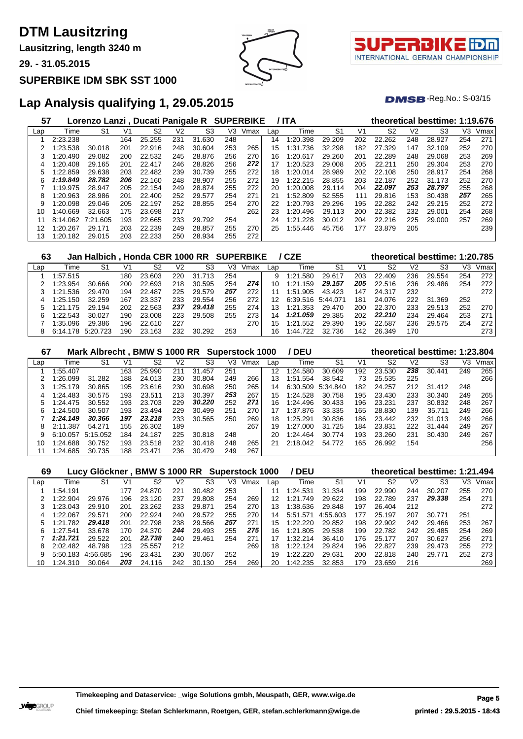# DTM Lausitzring

**Lausitzring, length 3240 m**

**29. - 31.05.2015**

**SUPERBIKE IDM SBK SST 1000**

## Lap Analysis qualifying 1, 29.05.2015

DMSB-Reg.No.: S-03/15

### 57 Lorenzo Lanzi , Ducati Panigale R SUPERBIKE / ITA — theoretical besttime: 1:19.676

| Lap | Time | S1 | V1 | S2 | V2 | S3 | V3 | Vmax | Lap | Time | S1 | V1 | S2 | V2 | S3 | V3 | Vmax |
|---|---|---|---|---|---|---|---|---|---|---|---|---|---|---|---|---|---|
| 1 | 2:23.238 | | 164 | 25.255 | 231 | 31.630 | 248 | | 14 | 1:20.398 | 29.209 | 202 | 22.262 | 248 | 28.927 | 254 | 271 |
| 2 | 1:23.538 | 30.018 | 201 | 22.916 | 248 | 30.604 | 253 | 265 | 15 | 1:31.736 | 32.298 | 182 | 27.329 | 147 | 32.109 | 252 | 270 |
| 3 | 1:20.490 | 29.082 | 200 | 22.532 | 245 | 28.876 | 256 | 270 | 16 | 1:20.617 | 29.260 | 201 | 22.289 | 248 | 29.068 | 253 | 269 |
| 4 | 1:20.408 | 29.165 | 201 | 22.417 | 246 | 28.826 | 256 | ***272*** | 17 | 1:20.523 | 29.008 | 205 | 22.211 | 250 | 29.304 | 253 | 270 |
| 5 | 1:22.859 | 29.638 | 203 | 22.482 | 239 | 30.739 | 255 | 272 | 18 | 1:20.014 | 28.989 | 202 | 22.108 | 250 | 28.917 | 254 | 268 |
| 6 | ***1:19.849*** | ***28.782*** | ***206*** | 22.160 | 248 | 28.907 | 255 | 272 | 19 | 1:22.215 | 28.855 | 203 | 22.187 | 252 | 31.173 | 252 | 270 |
| 7 | 1:19.975 | 28.947 | 205 | 22.154 | 249 | 28.874 | 255 | 272 | 20 | 1:20.008 | 29.114 | 204 | ***22.097*** | ***253*** | ***28.797*** | 255 | 268 |
| 8 | 1:20.963 | 28.986 | 201 | 22.400 | 252 | 29.577 | 254 | 271 | 21 | 1:52.809 | 52.555 | 111 | 29.816 | 153 | 30.438 | ***257*** | 265 |
| 9 | 1:20.098 | 29.046 | 205 | 22.197 | 252 | 28.855 | 254 | 270 | 22 | 1:20.793 | 29.296 | 195 | 22.282 | 242 | 29.215 | 252 | 272 |
| 10 | 1:40.669 | 32.663 | 175 | 23.698 | 217 | | | 262 | 23 | 1:20.496 | 29.113 | 200 | 22.382 | 232 | 29.001 | 254 | 268 |
| 11 | 8:14.062 | 7:21.605 | 193 | 22.665 | 233 | 29.792 | 254 | | 24 | 1:21.228 | 30.012 | 204 | 22.216 | 225 | 29.000 | 257 | 269 |
| 12 | 1:20.267 | 29.171 | 203 | 22.239 | 249 | 28.857 | 255 | 270 | 25 | 1:55.446 | 45.756 | 177 | 23.879 | 205 | | | 239 |
| 13 | 1:20.182 | 29.015 | 203 | 22.233 | 250 | 28.934 | 255 | 272 | | | | | | | | | |

### 63 Jan Halbich , Honda CBR 1000 RR SUPERBIKE / CZE — theoretical besttime: 1:20.785

| Lap | Time | S1 | V1 | S2 | V2 | S3 | V3 | Vmax | Lap | Time | S1 | V1 | S2 | V2 | S3 | V3 | Vmax |
|---|---|---|---|---|---|---|---|---|---|---|---|---|---|---|---|---|---|
| 1 | 1:57.515 | | 180 | 23.603 | 220 | 31.713 | 254 | | 9 | 1:21.580 | 29.617 | 203 | 22.409 | 236 | 29.554 | 254 | 272 |
| 2 | 1:23.954 | 30.666 | 200 | 22.693 | 218 | 30.595 | 254 | ***274*** | 10 | 1:21.159 | ***29.157*** | ***205*** | 22.516 | 236 | 29.486 | 254 | 272 |
| 3 | 1:21.536 | 29.470 | 194 | 22.487 | 225 | 29.579 | ***257*** | 272 | 11 | 1:51.905 | 43.423 | 147 | 24.317 | 232 | | | 272 |
| 4 | 1:25.150 | 32.259 | 167 | 23.337 | 233 | 29.554 | 256 | 272 | 12 | 6:39.516 | 5:44.071 | 181 | 24.076 | 222 | 31.369 | 252 | |
| 5 | 1:21.175 | 29.194 | 202 | 22.563 | ***237*** | ***29.418*** | 255 | 274 | 13 | 1:21.353 | 29.470 | 200 | 22.370 | 233 | 29.513 | 252 | 270 |
| 6 | 1:22.543 | 30.027 | 190 | 23.008 | 223 | 29.508 | 255 | 273 | 14 | ***1:21.059*** | 29.385 | 202 | ***22.210*** | 234 | 29.464 | 253 | 271 |
| 7 | 1:35.096 | 29.386 | 196 | 22.610 | 227 | | | 270 | 15 | 1:21.552 | 29.390 | 195 | 22.587 | 236 | 29.575 | 254 | 272 |
| 8 | 6:14.178 | 5:20.723 | 190 | 23.163 | 232 | 30.292 | 253 | | 16 | 1:44.722 | 32.736 | 142 | 26.349 | 170 | | | 273 |

### 67 Mark Albrecht , BMW S 1000 RR Superstock 1000 / DEU — theoretical besttime: 1:23.804

| Lap | Time | S1 | V1 | S2 | V2 | S3 | V3 | Vmax | Lap | Time | S1 | V1 | S2 | V2 | S3 | V3 | Vmax |
|---|---|---|---|---|---|---|---|---|---|---|---|---|---|---|---|---|---|
| 1 | 1:55.407 | | 163 | 25.990 | 211 | 31.457 | 251 | | 12 | 1:24.580 | 30.609 | 192 | 23.530 | ***238*** | 30.441 | 249 | 265 |
| 2 | 1:26.099 | 31.282 | 188 | 24.013 | 230 | 30.804 | 249 | 266 | 13 | 1:51.554 | 38.542 | 73 | 25.535 | 225 | | | 266 |
| 3 | 1:25.179 | 30.865 | 195 | 23.616 | 230 | 30.698 | 250 | 265 | 14 | 6:30.509 | 5:34.840 | 182 | 24.257 | 212 | 31.412 | 248 | |
| 4 | 1:24.483 | 30.575 | 193 | 23.511 | 213 | 30.397 | ***253*** | 267 | 15 | 1:24.528 | 30.758 | 195 | 23.430 | 233 | 30.340 | 249 | 265 |
| 5 | 1:24.475 | 30.552 | 193 | 23.703 | 229 | ***30.220*** | 252 | ***271*** | 16 | 1:24.496 | 30.433 | 196 | 23.231 | 237 | 30.832 | 248 | 267 |
| 6 | 1:24.500 | 30.507 | 193 | 23.494 | 229 | 30.499 | 251 | 270 | 17 | 1:37.876 | 33.335 | 165 | 28.830 | 139 | 35.711 | 249 | 266 |
| 7 | ***1:24.149*** | ***30.366*** | ***197*** | ***23.218*** | 233 | 30.565 | 250 | 269 | 18 | 1:25.291 | 30.836 | 186 | 23.442 | 232 | 31.013 | 249 | 266 |
| 8 | 2:11.387 | 54.271 | 155 | 26.302 | 189 | | | 267 | 19 | 1:27.000 | 31.725 | 184 | 23.831 | 222 | 31.444 | 249 | 267 |
| 9 | 6:10.057 | 5:15.052 | 184 | 24.187 | 225 | 30.818 | 248 | | 20 | 1:24.464 | 30.774 | 193 | 23.260 | 231 | 30.430 | 249 | 267 |
| 10 | 1:24.688 | 30.752 | 193 | 23.518 | 232 | 30.418 | 248 | 265 | 21 | 2:18.042 | 54.772 | 165 | 26.992 | 154 | | | 256 |
| 11 | 1:24.685 | 30.735 | 188 | 23.471 | 236 | 30.479 | 249 | 267 | | | | | | | | | |

### 69 Lucy Glöckner , BMW S 1000 RR Superstock 1000 / DEU — theoretical besttime: 1:21.494

| Lap | Time | S1 | V1 | S2 | V2 | S3 | V3 | Vmax | Lap | Time | S1 | V1 | S2 | V2 | S3 | V3 | Vmax |
|---|---|---|---|---|---|---|---|---|---|---|---|---|---|---|---|---|---|
| 1 | 1:54.191 | | 177 | 24.870 | 221 | 30.482 | 253 | | 11 | 1:24.531 | 31.334 | 199 | 22.990 | 244 | 30.207 | 255 | 270 |
| 2 | 1:22.904 | 29.976 | 196 | 23.120 | 237 | 29.808 | 254 | 269 | 12 | 1:21.749 | 29.622 | 198 | 22.789 | 237 | ***29.338*** | 254 | 271 |
| 3 | 1:23.043 | 29.910 | 201 | 23.262 | 233 | 29.871 | 254 | 270 | 13 | 1:38.636 | 29.848 | 197 | 26.404 | 212 | | | 272 |
| 4 | 1:22.067 | 29.571 | 200 | 22.924 | 240 | 29.572 | 255 | 270 | 14 | 6:51.571 | 4:55.603 | 177 | 25.197 | 207 | 30.771 | 251 | |
| 5 | 1:21.782 | ***29.418*** | 201 | 22.798 | 238 | 29.566 | ***257*** | 271 | 15 | 1:22.220 | 29.852 | 198 | 22.902 | 242 | 29.466 | 253 | 267 |
| 6 | 1:27.541 | 33.678 | 170 | 24.370 | ***244*** | 29.493 | 255 | ***275*** | 16 | 1:21.805 | 29.538 | 199 | 22.782 | 242 | 29.485 | 254 | 269 |
| 7 | ***1:21.721*** | 29.522 | 201 | ***22.738*** | 240 | 29.461 | 254 | 271 | 17 | 1:32.214 | 36.410 | 176 | 25.177 | 207 | 30.627 | 256 | 271 |
| 8 | 2:02.482 | 48.798 | 123 | 25.557 | 212 | | | 269 | 18 | 1:22.124 | 29.824 | 196 | 22.827 | 239 | 29.473 | 255 | 272 |
| 9 | 5:50.183 | 4:56.685 | 196 | 23.431 | 230 | 30.067 | 252 | | 19 | 1:22.220 | 29.631 | 200 | 22.818 | 240 | 29.771 | 252 | 273 |
| 10 | 1:24.310 | 30.064 | ***203*** | 24.116 | 242 | 30.130 | 254 | 269 | 20 | 1:42.235 | 32.853 | 179 | 23.659 | 216 | | | 269 |

**Timekeeping and Dataservice: _wige Solutions gmbh, Meuspath, GER, www.wige.de**

**Chief timekeeping: Stefan Schlerkmann, Roetgen, GER, stefan.schlerkmann@wige.de**

**printed : 29.5.2015 - 18:43**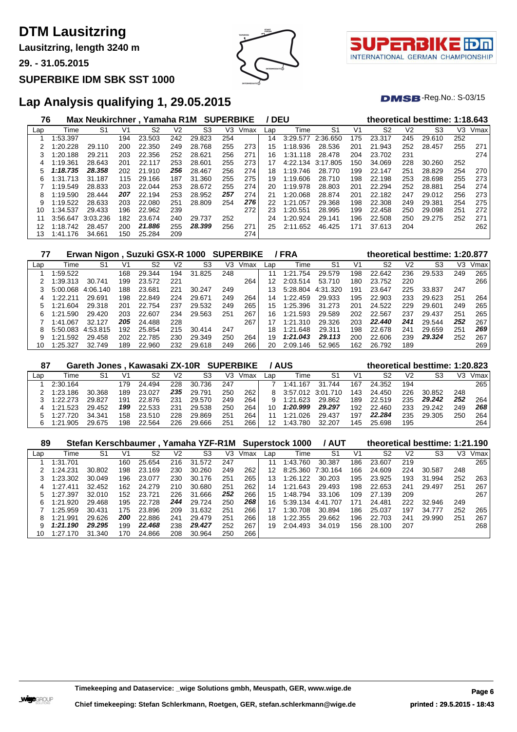# DTM Lausitzring

**Lausitzring, length 3240 m**

**29. - 31.05.2015**

**SUPERBIKE IDM SBK SST 1000**

## Lap Analysis qualifying 1, 29.05.2015

DMSB-Reg.No.: S-03/15

### 76 Max Neukirchner , Yamaha R1M SUPERBIKE / DEU — theoretical besttime: 1:18.643

| Lap | Time | S1 | V1 | S2 | V2 | S3 | V3 | Vmax | Lap | Time | S1 | V1 | S2 | V2 | S3 | V3 | Vmax |
|---|---|---|---|---|---|---|---|---|---|---|---|---|---|---|---|---|---|
| 1 | 1:53.397 | | 194 | 23.503 | 242 | 29.823 | 254 | | 14 | 3:29.577 | 2:36.650 | 175 | 23.317 | 245 | 29.610 | 252 | |
| 2 | 1:20.228 | 29.110 | 200 | 22.350 | 249 | 28.768 | 255 | 273 | 15 | 1:18.936 | 28.536 | 201 | 21.943 | 252 | 28.457 | 255 | 271 |
| 3 | 1:20.188 | 29.211 | 203 | 22.356 | 252 | 28.621 | 256 | 271 | 16 | 1:31.118 | 28.478 | 204 | 23.702 | 231 | | | 274 |
| 4 | 1:19.361 | 28.643 | 201 | 22.117 | 253 | 28.601 | 255 | 273 | 17 | 4:22.134 | 3:17.805 | 150 | 34.069 | 228 | 30.260 | 252 | |
| 5 | ***1:18.735*** | ***28.358*** | 202 | 21.910 | ***256*** | 28.467 | 256 | 274 | 18 | 1:19.746 | 28.770 | 199 | 22.147 | 251 | 28.829 | 254 | 270 |
| 6 | 1:31.713 | 31.187 | 115 | 29.166 | 187 | 31.360 | 255 | 275 | 19 | 1:19.606 | 28.710 | 198 | 22.198 | 253 | 28.698 | 255 | 273 |
| 7 | 1:19.549 | 28.833 | 203 | 22.044 | 253 | 28.672 | 255 | 274 | 20 | 1:19.978 | 28.803 | 201 | 22.294 | 252 | 28.881 | 254 | 274 |
| 8 | 1:19.590 | 28.444 | ***207*** | 22.194 | 253 | 28.952 | ***257*** | 274 | 21 | 1:20.068 | 28.874 | 201 | 22.182 | 247 | 29.012 | 256 | 273 |
| 9 | 1:19.522 | 28.633 | 203 | 22.080 | 251 | 28.809 | 254 | ***276*** | 22 | 1:21.057 | 29.368 | 198 | 22.308 | 249 | 29.381 | 254 | 275 |
| 10 | 1:34.537 | 29.433 | 196 | 22.962 | 239 | | | 272 | 23 | 1:20.551 | 28.995 | 199 | 22.458 | 250 | 29.098 | 251 | 272 |
| 11 | 3:56.647 | 3:03.236 | 182 | 23.674 | 240 | 29.737 | 252 | | 24 | 1:20.924 | 29.141 | 196 | 22.508 | 250 | 29.275 | 252 | 271 |
| 12 | 1:18.742 | 28.457 | 200 | ***21.886*** | 255 | ***28.399*** | 256 | 271 | 25 | 2:11.652 | 46.425 | 171 | 37.613 | 204 | | | 262 |
| 13 | 1:41.176 | 34.661 | 150 | 25.284 | 209 | | | 274 | | | | | | | | | |

### 77 Erwan Nigon , Suzuki GSX-R 1000 SUPERBIKE / FRA — theoretical besttime: 1:20.877

| Lap | Time | S1 | V1 | S2 | V2 | S3 | V3 | Vmax | Lap | Time | S1 | V1 | S2 | V2 | S3 | V3 | Vmax |
|---|---|---|---|---|---|---|---|---|---|---|---|---|---|---|---|---|---|
| 1 | 1:59.522 | | 168 | 29.344 | 194 | 31.825 | 248 | | 11 | 1:21.754 | 29.579 | 198 | 22.642 | 236 | 29.533 | 249 | 265 |
| 2 | 1:39.313 | 30.741 | 199 | 23.572 | 221 | | | 264 | 12 | 2:03.514 | 53.710 | 180 | 23.752 | 220 | | | 266 |
| 3 | 5:00.068 | 4:06.140 | 188 | 23.681 | 221 | 30.247 | 249 | | 13 | 5:28.804 | 4:31.320 | 191 | 23.647 | 225 | 33.837 | 247 | |
| 4 | 1:22.211 | 29.691 | 198 | 22.849 | 224 | 29.671 | 249 | 264 | 14 | 1:22.459 | 29.933 | 195 | 22.903 | 233 | 29.623 | 251 | 264 |
| 5 | 1:21.604 | 29.318 | 201 | 22.754 | 237 | 29.532 | 249 | 265 | 15 | 1:25.396 | 31.273 | 201 | 24.522 | 229 | 29.601 | 249 | 265 |
| 6 | 1:21.590 | 29.420 | 203 | 22.607 | 234 | 29.563 | 251 | 267 | 16 | 1:21.593 | 29.589 | 202 | 22.567 | 237 | 29.437 | 251 | 265 |
| 7 | 1:41.067 | 32.127 | ***205*** | 24.488 | 228 | | | 267 | 17 | 1:21.310 | 29.326 | 203 | ***22.440*** | ***241*** | 29.544 | ***252*** | 267 |
| 8 | 5:50.083 | 4:53.815 | 192 | 25.854 | 215 | 30.414 | 247 | | 18 | 1:21.648 | 29.311 | 198 | 22.678 | 241 | 29.659 | 251 | ***269*** |
| 9 | 1:21.592 | 29.458 | 202 | 22.785 | 230 | 29.349 | 250 | 264 | 19 | ***1:21.043*** | ***29.113*** | 200 | 22.606 | 239 | ***29.324*** | 252 | 267 |
| 10 | 1:25.327 | 32.749 | 189 | 22.960 | 232 | 29.618 | 249 | 266 | 20 | 2:09.146 | 52.965 | 162 | 26.792 | 189 | | | 269 |

### 87 Gareth Jones , Kawasaki ZX-10R SUPERBIKE / AUS — theoretical besttime: 1:20.823

| Lap | Time | S1 | V1 | S2 | V2 | S3 | V3 | Vmax | Lap | Time | S1 | V1 | S2 | V2 | S3 | V3 | Vmax |
|---|---|---|---|---|---|---|---|---|---|---|---|---|---|---|---|---|---|
| 1 | 2:30.164 | | 179 | 24.494 | 228 | 30.736 | 247 | | 7 | 1:41.167 | 31.744 | 167 | 24.352 | 194 | | | 265 |
| 2 | 1:23.186 | 30.368 | 189 | 23.027 | ***235*** | 29.791 | 250 | 262 | 8 | 3:57.012 | 3:01.710 | 143 | 24.450 | 226 | 30.852 | 248 | |
| 3 | 1:22.273 | 29.827 | 191 | 22.876 | 231 | 29.570 | 249 | 264 | 9 | 1:21.623 | 29.862 | 189 | 22.519 | 235 | ***29.242*** | ***252*** | 264 |
| 4 | 1:21.523 | 29.452 | ***199*** | 22.533 | 231 | 29.538 | 250 | 264 | 10 | ***1:20.999*** | ***29.297*** | 192 | 22.460 | 233 | 29.242 | 249 | ***268*** |
| 5 | 1:27.720 | 34.341 | 158 | 23.510 | 228 | 29.869 | 251 | 264 | 11 | 1:21.026 | 29.437 | 197 | ***22.284*** | 235 | 29.305 | 250 | 264 |
| 6 | 1:21.905 | 29.675 | 198 | 22.564 | 226 | 29.666 | 251 | 266 | 12 | 1:43.780 | 32.207 | 145 | 25.698 | 195 | | | 264 |

### 89 Stefan Kerschbaumer , Yamaha YZF-R1M Superstock 1000 / AUT — theoretical besttime: 1:21.190

| Lap | Time | S1 | V1 | S2 | V2 | S3 | V3 | Vmax | Lap | Time | S1 | V1 | S2 | V2 | S3 | V3 | Vmax |
|---|---|---|---|---|---|---|---|---|---|---|---|---|---|---|---|---|---|
| 1 | 1:31.701 | | 160 | 25.654 | 216 | 31.572 | 247 | | 11 | 1:43.760 | 30.387 | 186 | 23.607 | 219 | | | 265 |
| 2 | 1:24.231 | 30.802 | 198 | 23.169 | 230 | 30.260 | 249 | 262 | 12 | 8:25.360 | 7:30.164 | 166 | 24.609 | 224 | 30.587 | 248 | |
| 3 | 1:23.302 | 30.049 | 196 | 23.077 | 230 | 30.176 | 251 | 265 | 13 | 1:26.122 | 30.203 | 195 | 23.925 | 193 | 31.994 | 252 | 263 |
| 4 | 1:27.411 | 32.452 | 162 | 24.279 | 210 | 30.680 | 251 | 262 | 14 | 1:21.643 | 29.493 | 198 | 22.653 | 241 | 29.497 | 251 | 267 |
| 5 | 1:27.397 | 32.010 | 152 | 23.721 | 226 | 31.666 | ***252*** | 266 | 15 | 1:48.794 | 33.106 | 109 | 27.139 | 209 | | | 267 |
| 6 | 1:21.920 | 29.468 | 195 | 22.728 | ***244*** | 29.724 | 250 | ***268*** | 16 | 5:39.134 | 4:41.707 | 171 | 24.481 | 222 | 32.946 | 249 | |
| 7 | 1:25.959 | 30.431 | 175 | 23.896 | 209 | 31.632 | 251 | 266 | 17 | 1:30.708 | 30.894 | 186 | 25.037 | 197 | 34.777 | 252 | 265 |
| 8 | 1:21.991 | 29.626 | ***200*** | 22.886 | 241 | 29.479 | 251 | 266 | 18 | 1:22.355 | 29.662 | 196 | 22.703 | 241 | 29.990 | 251 | 267 |
| 9 | ***1:21.190*** | ***29.295*** | 199 | ***22.468*** | 238 | ***29.427*** | 252 | 267 | 19 | 2:04.493 | 34.019 | 156 | 28.100 | 207 | | | 268 |
| 10 | 1:27.170 | 31.340 | 170 | 24.866 | 208 | 30.964 | 250 | 266 | | | | | | | | | |

**Timekeeping and Dataservice: _wige Solutions gmbh, Meuspath, GER, www.wige.de**

**Chief timekeeping: Stefan Schlerkmann, Roetgen, GER, stefan.schlerkmann@wige.de**

**printed : 29.5.2015 - 18:43**